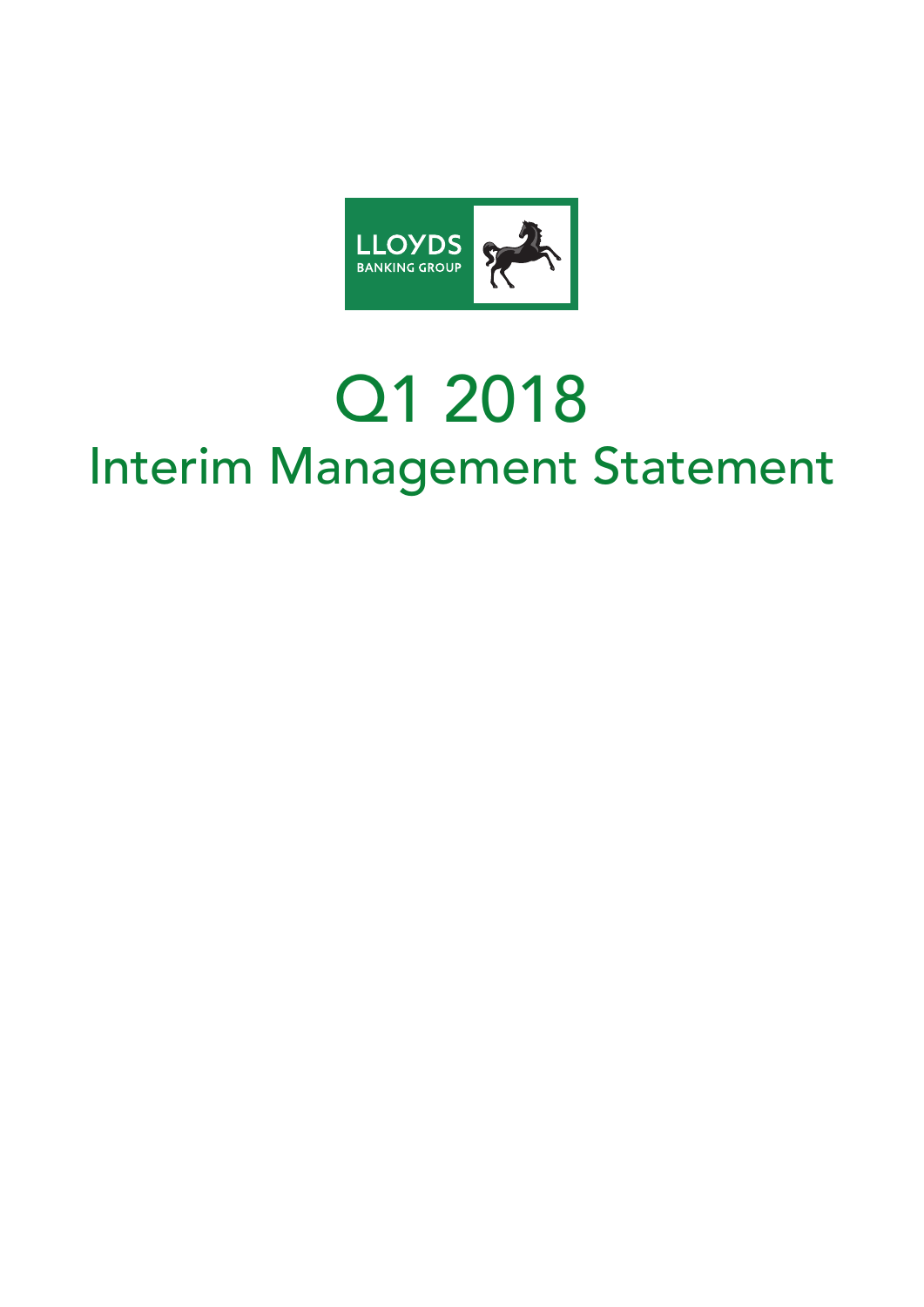LLOYDS BANKING GROUP

# Q1 2018

## Interim Management Statement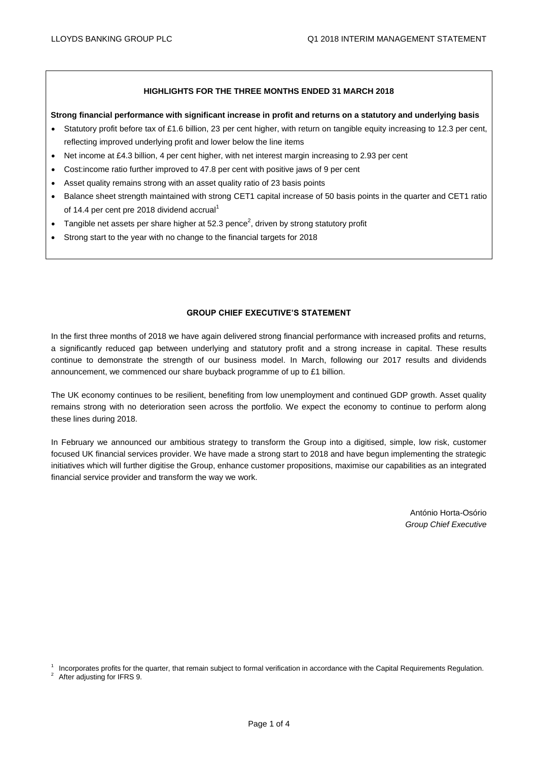## HIGHLIGHTS FOR THE THREE MONTHS ENDED 31 MARCH 2018

**Strong financial performance with significant increase in profit and returns on a statutory and underlying basis**

- Statutory profit before tax of £1.6 billion, 23 per cent higher, with return on tangible equity increasing to 12.3 per cent, reflecting improved underlying profit and lower below the line items
- Net income at £4.3 billion, 4 per cent higher, with net interest margin increasing to 2.93 per cent
- Cost:income ratio further improved to 47.8 per cent with positive jaws of 9 per cent
- Asset quality remains strong with an asset quality ratio of 23 basis points
- Balance sheet strength maintained with strong CET1 capital increase of 50 basis points in the quarter and CET1 ratio of 14.4 per cent pre 2018 dividend accrual[1]
- Tangible net assets per share higher at 52.3 pence[2], driven by strong statutory profit
- Strong start to the year with no change to the financial targets for 2018

## GROUP CHIEF EXECUTIVE'S STATEMENT

In the first three months of 2018 we have again delivered strong financial performance with increased profits and returns, a significantly reduced gap between underlying and statutory profit and a strong increase in capital. These results continue to demonstrate the strength of our business model. In March, following our 2017 results and dividends announcement, we commenced our share buyback programme of up to £1 billion.

The UK economy continues to be resilient, benefiting from low unemployment and continued GDP growth. Asset quality remains strong with no deterioration seen across the portfolio. We expect the economy to continue to perform along these lines during 2018.

In February we announced our ambitious strategy to transform the Group into a digitised, simple, low risk, customer focused UK financial services provider. We have made a strong start to 2018 and have begun implementing the strategic initiatives which will further digitise the Group, enhance customer propositions, maximise our capabilities as an integrated financial service provider and transform the way we work.

António Horta-Osório
*Group Chief Executive*

[1] Incorporates profits for the quarter, that remain subject to formal verification in accordance with the Capital Requirements Regulation.
[2] After adjusting for IFRS 9.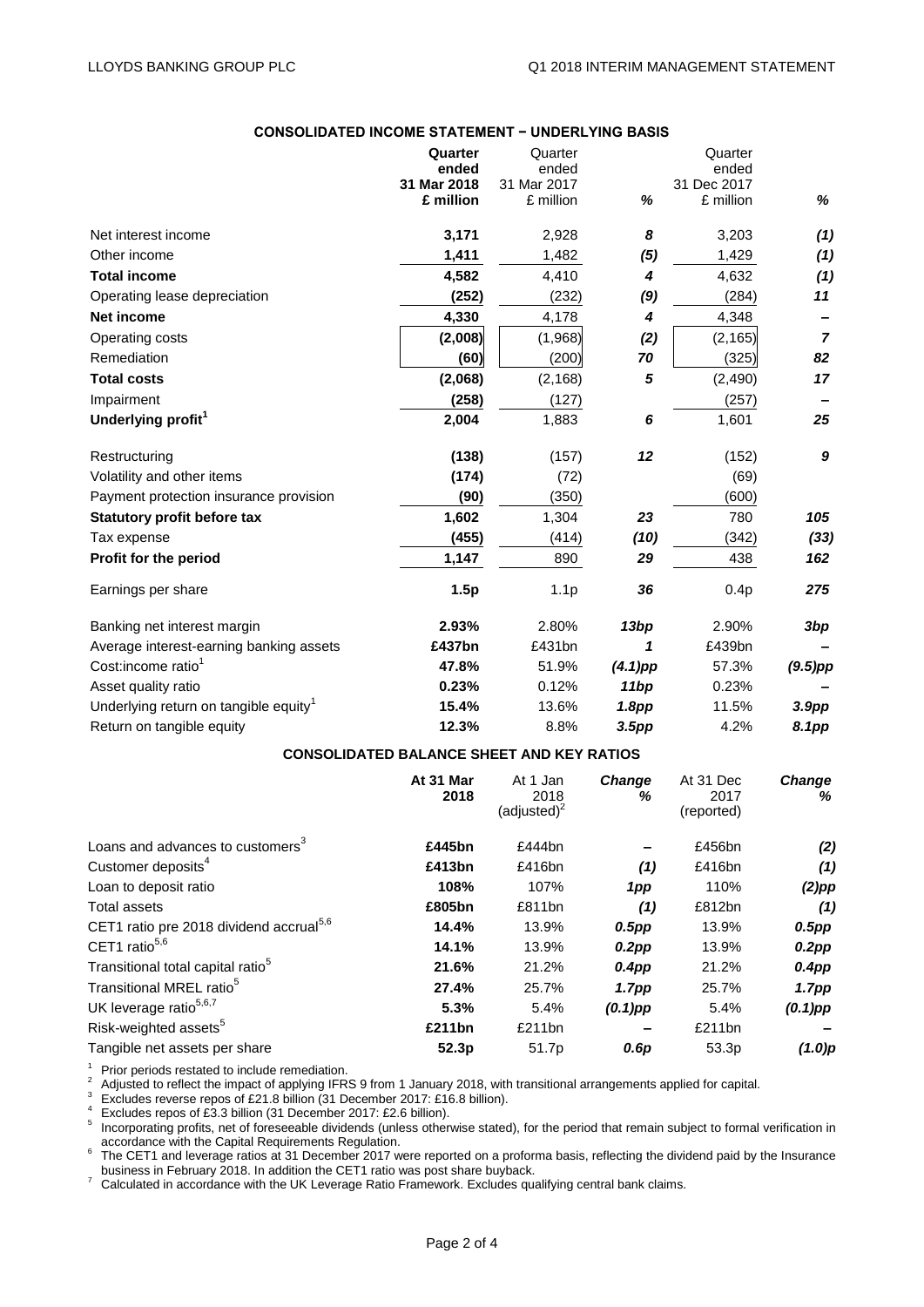## CONSOLIDATED INCOME STATEMENT − UNDERLYING BASIS

| | **Quarter ended 31 Mar 2018 £ million** | Quarter ended 31 Mar 2017 £ million | *%* | Quarter ended 31 Dec 2017 £ million | *%* |
|---|---|---|---|---|---|
| Net interest income | **3,171** | 2,928 | ***8*** | 3,203 | ***(1)*** |
| Other income | **1,411** | 1,482 | ***(5)*** | 1,429 | ***(1)*** |
| **Total income** | **4,582** | 4,410 | ***4*** | 4,632 | ***(1)*** |
| Operating lease depreciation | **(252)** | (232) | ***(9)*** | (284) | ***11*** |
| **Net income** | **4,330** | 4,178 | ***4*** | 4,348 | ***–*** |
| Operating costs | **(2,008)** | (1,968) | ***(2)*** | (2,165) | ***7*** |
| Remediation | **(60)** | (200) | ***70*** | (325) | ***82*** |
| **Total costs** | **(2,068)** | (2,168) | ***5*** | (2,490) | ***17*** |
| Impairment | **(258)** | (127) | | (257) | ***–*** |
| **Underlying profit[1]** | **2,004** | 1,883 | ***6*** | 1,601 | ***25*** |
| Restructuring | **(138)** | (157) | ***12*** | (152) | ***9*** |
| Volatility and other items | **(174)** | (72) | | (69) | |
| Payment protection insurance provision | **(90)** | (350) | | (600) | |
| **Statutory profit before tax** | **1,602** | 1,304 | ***23*** | 780 | ***105*** |
| Tax expense | **(455)** | (414) | ***(10)*** | (342) | ***(33)*** |
| **Profit for the period** | **1,147** | 890 | ***29*** | 438 | ***162*** |
| Earnings per share | **1.5p** | 1.1p | ***36*** | 0.4p | ***275*** |
| Banking net interest margin | **2.93%** | 2.80% | ***13bp*** | 2.90% | ***3bp*** |
| Average interest-earning banking assets | **£437bn** | £431bn | ***1*** | £439bn | ***–*** |
| Cost:income ratio[1] | **47.8%** | 51.9% | ***(4.1)pp*** | 57.3% | ***(9.5)pp*** |
| Asset quality ratio | **0.23%** | 0.12% | ***11bp*** | 0.23% | ***–*** |
| Underlying return on tangible equity[1] | **15.4%** | 13.6% | ***1.8pp*** | 11.5% | ***3.9pp*** |
| Return on tangible equity | **12.3%** | 8.8% | ***3.5pp*** | 4.2% | ***8.1pp*** |

## CONSOLIDATED BALANCE SHEET AND KEY RATIOS

| | **At 31 Mar 2018** | At 1 Jan 2018 (adjusted)[2] | ***Change %*** | At 31 Dec 2017 (reported) | ***Change %*** |
|---|---|---|---|---|---|
| Loans and advances to customers[3] | **£445bn** | £444bn | ***–*** | £456bn | ***(2)*** |
| Customer deposits[4] | **£413bn** | £416bn | ***(1)*** | £416bn | ***(1)*** |
| Loan to deposit ratio | **108%** | 107% | ***1pp*** | 110% | ***(2)pp*** |
| Total assets | **£805bn** | £811bn | ***(1)*** | £812bn | ***(1)*** |
| CET1 ratio pre 2018 dividend accrual[5,6] | **14.4%** | 13.9% | ***0.5pp*** | 13.9% | ***0.5pp*** |
| CET1 ratio[5,6] | **14.1%** | 13.9% | ***0.2pp*** | 13.9% | ***0.2pp*** |
| Transitional total capital ratio[5] | **21.6%** | 21.2% | ***0.4pp*** | 21.2% | ***0.4pp*** |
| Transitional MREL ratio[5] | **27.4%** | 25.7% | ***1.7pp*** | 25.7% | ***1.7pp*** |
| UK leverage ratio[5,6,7] | **5.3%** | 5.4% | ***(0.1)pp*** | 5.4% | ***(0.1)pp*** |
| Risk-weighted assets[5] | **£211bn** | £211bn | ***–*** | £211bn | ***–*** |
| Tangible net assets per share | **52.3p** | 51.7p | ***0.6p*** | 53.3p | ***(1.0)p*** |

[1] Prior periods restated to include remediation.
[2] Adjusted to reflect the impact of applying IFRS 9 from 1 January 2018, with transitional arrangements applied for capital.
[3] Excludes reverse repos of £21.8 billion (31 December 2017: £16.8 billion).
[4] Excludes repos of £3.3 billion (31 December 2017: £2.6 billion).
[5] Incorporating profits, net of foreseeable dividends (unless otherwise stated), for the period that remain subject to formal verification in accordance with the Capital Requirements Regulation.
[6] The CET1 and leverage ratios at 31 December 2017 were reported on a proforma basis, reflecting the dividend paid by the Insurance business in February 2018. In addition the CET1 ratio was post share buyback.
[7] Calculated in accordance with the UK Leverage Ratio Framework. Excludes qualifying central bank claims.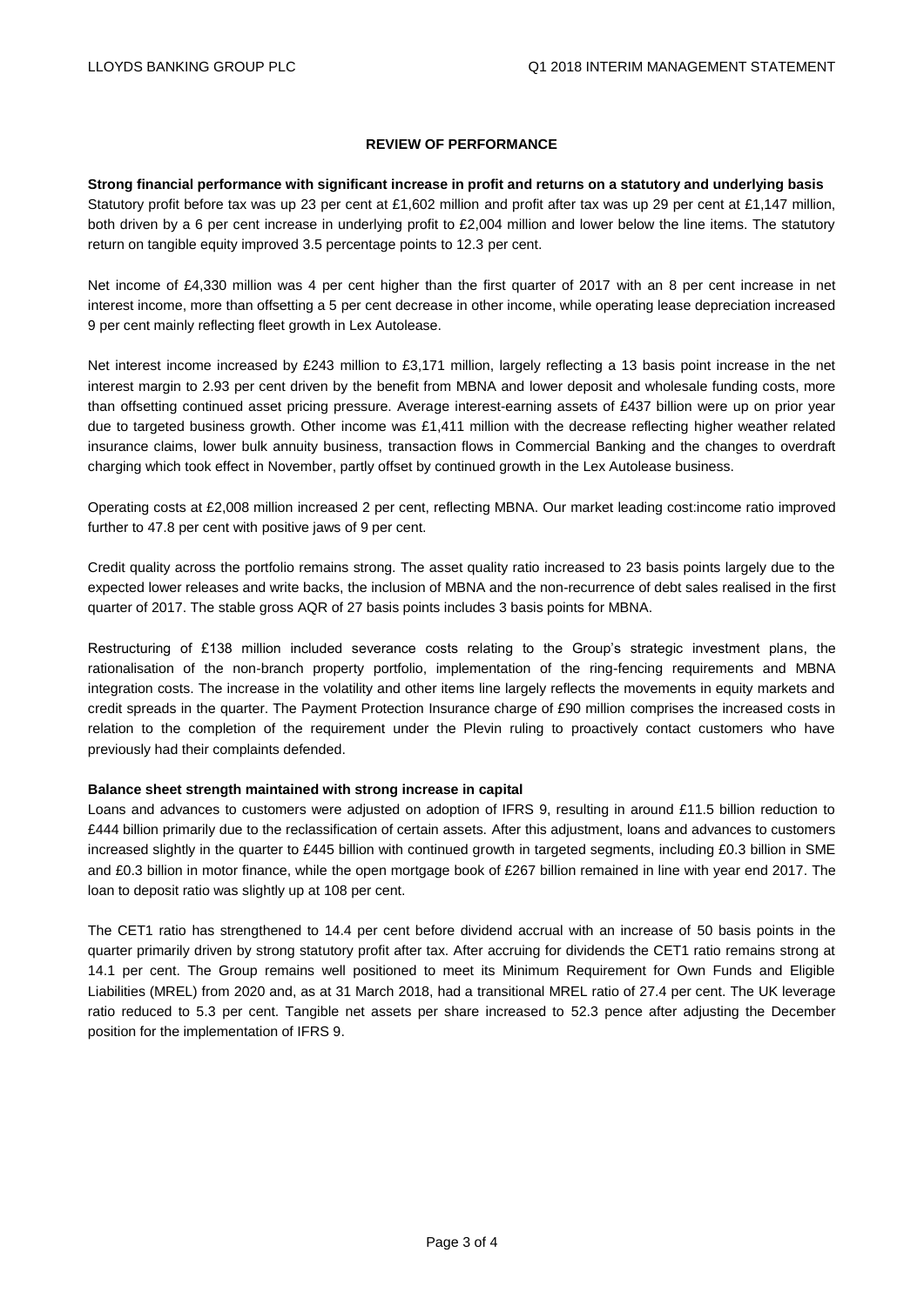## REVIEW OF PERFORMANCE

**Strong financial performance with significant increase in profit and returns on a statutory and underlying basis**

Statutory profit before tax was up 23 per cent at £1,602 million and profit after tax was up 29 per cent at £1,147 million, both driven by a 6 per cent increase in underlying profit to £2,004 million and lower below the line items. The statutory return on tangible equity improved 3.5 percentage points to 12.3 per cent.

Net income of £4,330 million was 4 per cent higher than the first quarter of 2017 with an 8 per cent increase in net interest income, more than offsetting a 5 per cent decrease in other income, while operating lease depreciation increased 9 per cent mainly reflecting fleet growth in Lex Autolease.

Net interest income increased by £243 million to £3,171 million, largely reflecting a 13 basis point increase in the net interest margin to 2.93 per cent driven by the benefit from MBNA and lower deposit and wholesale funding costs, more than offsetting continued asset pricing pressure. Average interest-earning assets of £437 billion were up on prior year due to targeted business growth. Other income was £1,411 million with the decrease reflecting higher weather related insurance claims, lower bulk annuity business, transaction flows in Commercial Banking and the changes to overdraft charging which took effect in November, partly offset by continued growth in the Lex Autolease business.

Operating costs at £2,008 million increased 2 per cent, reflecting MBNA. Our market leading cost:income ratio improved further to 47.8 per cent with positive jaws of 9 per cent.

Credit quality across the portfolio remains strong. The asset quality ratio increased to 23 basis points largely due to the expected lower releases and write backs, the inclusion of MBNA and the non-recurrence of debt sales realised in the first quarter of 2017. The stable gross AQR of 27 basis points includes 3 basis points for MBNA.

Restructuring of £138 million included severance costs relating to the Group's strategic investment plans, the rationalisation of the non-branch property portfolio, implementation of the ring-fencing requirements and MBNA integration costs. The increase in the volatility and other items line largely reflects the movements in equity markets and credit spreads in the quarter. The Payment Protection Insurance charge of £90 million comprises the increased costs in relation to the completion of the requirement under the Plevin ruling to proactively contact customers who have previously had their complaints defended.

**Balance sheet strength maintained with strong increase in capital**

Loans and advances to customers were adjusted on adoption of IFRS 9, resulting in around £11.5 billion reduction to £444 billion primarily due to the reclassification of certain assets. After this adjustment, loans and advances to customers increased slightly in the quarter to £445 billion with continued growth in targeted segments, including £0.3 billion in SME and £0.3 billion in motor finance, while the open mortgage book of £267 billion remained in line with year end 2017. The loan to deposit ratio was slightly up at 108 per cent.

The CET1 ratio has strengthened to 14.4 per cent before dividend accrual with an increase of 50 basis points in the quarter primarily driven by strong statutory profit after tax. After accruing for dividends the CET1 ratio remains strong at 14.1 per cent. The Group remains well positioned to meet its Minimum Requirement for Own Funds and Eligible Liabilities (MREL) from 2020 and, as at 31 March 2018, had a transitional MREL ratio of 27.4 per cent. The UK leverage ratio reduced to 5.3 per cent. Tangible net assets per share increased to 52.3 pence after adjusting the December position for the implementation of IFRS 9.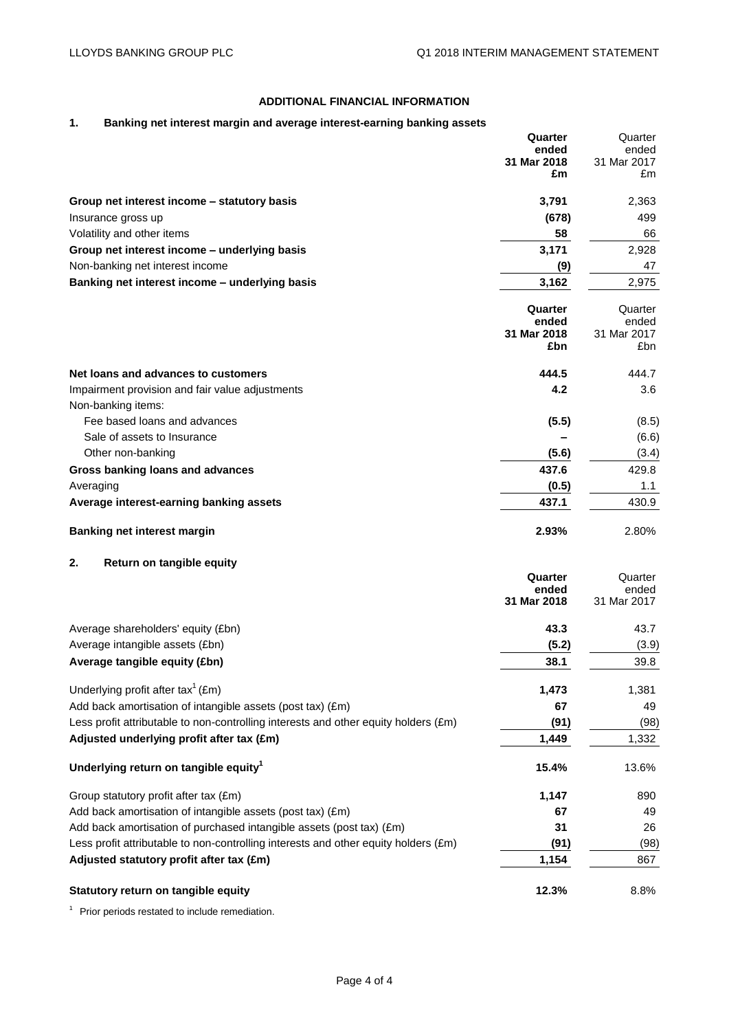## ADDITIONAL FINANCIAL INFORMATION

### 1. Banking net interest margin and average interest-earning banking assets

| | **Quarter ended 31 Mar 2018 £m** | Quarter ended 31 Mar 2017 £m |
|---|---|---|
| **Group net interest income – statutory basis** | **3,791** | 2,363 |
| Insurance gross up | **(678)** | 499 |
| Volatility and other items | **58** | 66 |
| **Group net interest income – underlying basis** | **3,171** | 2,928 |
| Non-banking net interest income | **(9)** | 47 |
| **Banking net interest income – underlying basis** | **3,162** | 2,975 |

| | **Quarter ended 31 Mar 2018 £bn** | Quarter ended 31 Mar 2017 £bn |
|---|---|---|
| **Net loans and advances to customers** | **444.5** | 444.7 |
| Impairment provision and fair value adjustments | **4.2** | 3.6 |
| Non-banking items: | | |
| Fee based loans and advances | **(5.5)** | (8.5) |
| Sale of assets to Insurance | **–** | (6.6) |
| Other non-banking | **(5.6)** | (3.4) |
| **Gross banking loans and advances** | **437.6** | 429.8 |
| Averaging | **(0.5)** | 1.1 |
| **Average interest-earning banking assets** | **437.1** | 430.9 |
| **Banking net interest margin** | **2.93%** | 2.80% |

### 2. Return on tangible equity

| | **Quarter ended 31 Mar 2018** | Quarter ended 31 Mar 2017 |
|---|---|---|
| Average shareholders' equity (£bn) | **43.3** | 43.7 |
| Average intangible assets (£bn) | **(5.2)** | (3.9) |
| **Average tangible equity (£bn)** | **38.1** | 39.8 |
| Underlying profit after tax[1] (£m) | **1,473** | 1,381 |
| Add back amortisation of intangible assets (post tax) (£m) | **67** | 49 |
| Less profit attributable to non-controlling interests and other equity holders (£m) | **(91)** | (98) |
| **Adjusted underlying profit after tax (£m)** | **1,449** | 1,332 |
| **Underlying return on tangible equity[1]** | **15.4%** | 13.6% |
| Group statutory profit after tax (£m) | **1,147** | 890 |
| Add back amortisation of intangible assets (post tax) (£m) | **67** | 49 |
| Add back amortisation of purchased intangible assets (post tax) (£m) | **31** | 26 |
| Less profit attributable to non-controlling interests and other equity holders (£m) | **(91)** | (98) |
| **Adjusted statutory profit after tax (£m)** | **1,154** | 867 |
| **Statutory return on tangible equity** | **12.3%** | 8.8% |

[1] Prior periods restated to include remediation.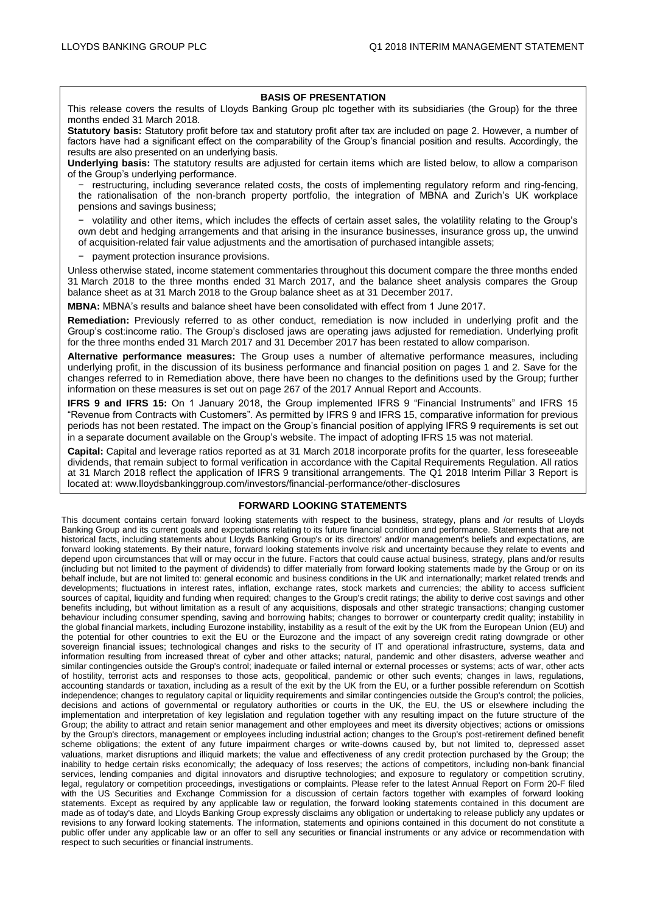## BASIS OF PRESENTATION

This release covers the results of Lloyds Banking Group plc together with its subsidiaries (the Group) for the three months ended 31 March 2018.

**Statutory basis:** Statutory profit before tax and statutory profit after tax are included on page 2. However, a number of factors have had a significant effect on the comparability of the Group's financial position and results. Accordingly, the results are also presented on an underlying basis.

**Underlying basis:** The statutory results are adjusted for certain items which are listed below, to allow a comparison of the Group's underlying performance.

- restructuring, including severance related costs, the costs of implementing regulatory reform and ring-fencing, the rationalisation of the non-branch property portfolio, the integration of MBNA and Zurich's UK workplace pensions and savings business;
- volatility and other items, which includes the effects of certain asset sales, the volatility relating to the Group's own debt and hedging arrangements and that arising in the insurance businesses, insurance gross up, the unwind of acquisition-related fair value adjustments and the amortisation of purchased intangible assets;
- payment protection insurance provisions.

Unless otherwise stated, income statement commentaries throughout this document compare the three months ended 31 March 2018 to the three months ended 31 March 2017, and the balance sheet analysis compares the Group balance sheet as at 31 March 2018 to the Group balance sheet as at 31 December 2017.

**MBNA:** MBNA's results and balance sheet have been consolidated with effect from 1 June 2017.

**Remediation:** Previously referred to as other conduct, remediation is now included in underlying profit and the Group's cost:income ratio. The Group's disclosed jaws are operating jaws adjusted for remediation. Underlying profit for the three months ended 31 March 2017 and 31 December 2017 has been restated to allow comparison.

**Alternative performance measures:** The Group uses a number of alternative performance measures, including underlying profit, in the discussion of its business performance and financial position on pages 1 and 2. Save for the changes referred to in Remediation above, there have been no changes to the definitions used by the Group; further information on these measures is set out on page 267 of the 2017 Annual Report and Accounts.

**IFRS 9 and IFRS 15:** On 1 January 2018, the Group implemented IFRS 9 "Financial Instruments" and IFRS 15 "Revenue from Contracts with Customers". As permitted by IFRS 9 and IFRS 15, comparative information for previous periods has not been restated. The impact on the Group's financial position of applying IFRS 9 requirements is set out in a separate document available on the Group's website. The impact of adopting IFRS 15 was not material.

**Capital:** Capital and leverage ratios reported as at 31 March 2018 incorporate profits for the quarter, less foreseeable dividends, that remain subject to formal verification in accordance with the Capital Requirements Regulation. All ratios at 31 March 2018 reflect the application of IFRS 9 transitional arrangements. The Q1 2018 Interim Pillar 3 Report is located at: www.lloydsbankinggroup.com/investors/financial-performance/other-disclosures

## FORWARD LOOKING STATEMENTS

This document contains certain forward looking statements with respect to the business, strategy, plans and /or results of Lloyds Banking Group and its current goals and expectations relating to its future financial condition and performance. Statements that are not historical facts, including statements about Lloyds Banking Group's or its directors' and/or management's beliefs and expectations, are forward looking statements. By their nature, forward looking statements involve risk and uncertainty because they relate to events and depend upon circumstances that will or may occur in the future. Factors that could cause actual business, strategy, plans and/or results (including but not limited to the payment of dividends) to differ materially from forward looking statements made by the Group or on its behalf include, but are not limited to: general economic and business conditions in the UK and internationally; market related trends and developments; fluctuations in interest rates, inflation, exchange rates, stock markets and currencies; the ability to access sufficient sources of capital, liquidity and funding when required; changes to the Group's credit ratings; the ability to derive cost savings and other benefits including, but without limitation as a result of any acquisitions, disposals and other strategic transactions; changing customer behaviour including consumer spending, saving and borrowing habits; changes to borrower or counterparty credit quality; instability in the global financial markets, including Eurozone instability, instability as a result of the exit by the UK from the European Union (EU) and the potential for other countries to exit the EU or the Eurozone and the impact of any sovereign credit rating downgrade or other sovereign financial issues; technological changes and risks to the security of IT and operational infrastructure, systems, data and information resulting from increased threat of cyber and other attacks; natural, pandemic and other disasters, adverse weather and similar contingencies outside the Group's control; inadequate or failed internal or external processes or systems; acts of war, other acts of hostility, terrorist acts and responses to those acts, geopolitical, pandemic or other such events; changes in laws, regulations, accounting standards or taxation, including as a result of the exit by the UK from the EU, or a further possible referendum on Scottish independence; changes to regulatory capital or liquidity requirements and similar contingencies outside the Group's control; the policies, decisions and actions of governmental or regulatory authorities or courts in the UK, the EU, the US or elsewhere including the implementation and interpretation of key legislation and regulation together with any resulting impact on the future structure of the Group; the ability to attract and retain senior management and other employees and meet its diversity objectives; actions or omissions by the Group's directors, management or employees including industrial action; changes to the Group's post-retirement defined benefit scheme obligations; the extent of any future impairment charges or write-downs caused by, but not limited to, depressed asset valuations, market disruptions and illiquid markets; the value and effectiveness of any credit protection purchased by the Group; the inability to hedge certain risks economically; the adequacy of loss reserves; the actions of competitors, including non-bank financial services, lending companies and digital innovators and disruptive technologies; and exposure to regulatory or competition scrutiny, legal, regulatory or competition proceedings, investigations or complaints. Please refer to the latest Annual Report on Form 20-F filed with the US Securities and Exchange Commission for a discussion of certain factors together with examples of forward looking statements. Except as required by any applicable law or regulation, the forward looking statements contained in this document are made as of today's date, and Lloyds Banking Group expressly disclaims any obligation or undertaking to release publicly any updates or revisions to any forward looking statements. The information, statements and opinions contained in this document do not constitute a public offer under any applicable law or an offer to sell any securities or financial instruments or any advice or recommendation with respect to such securities or financial instruments.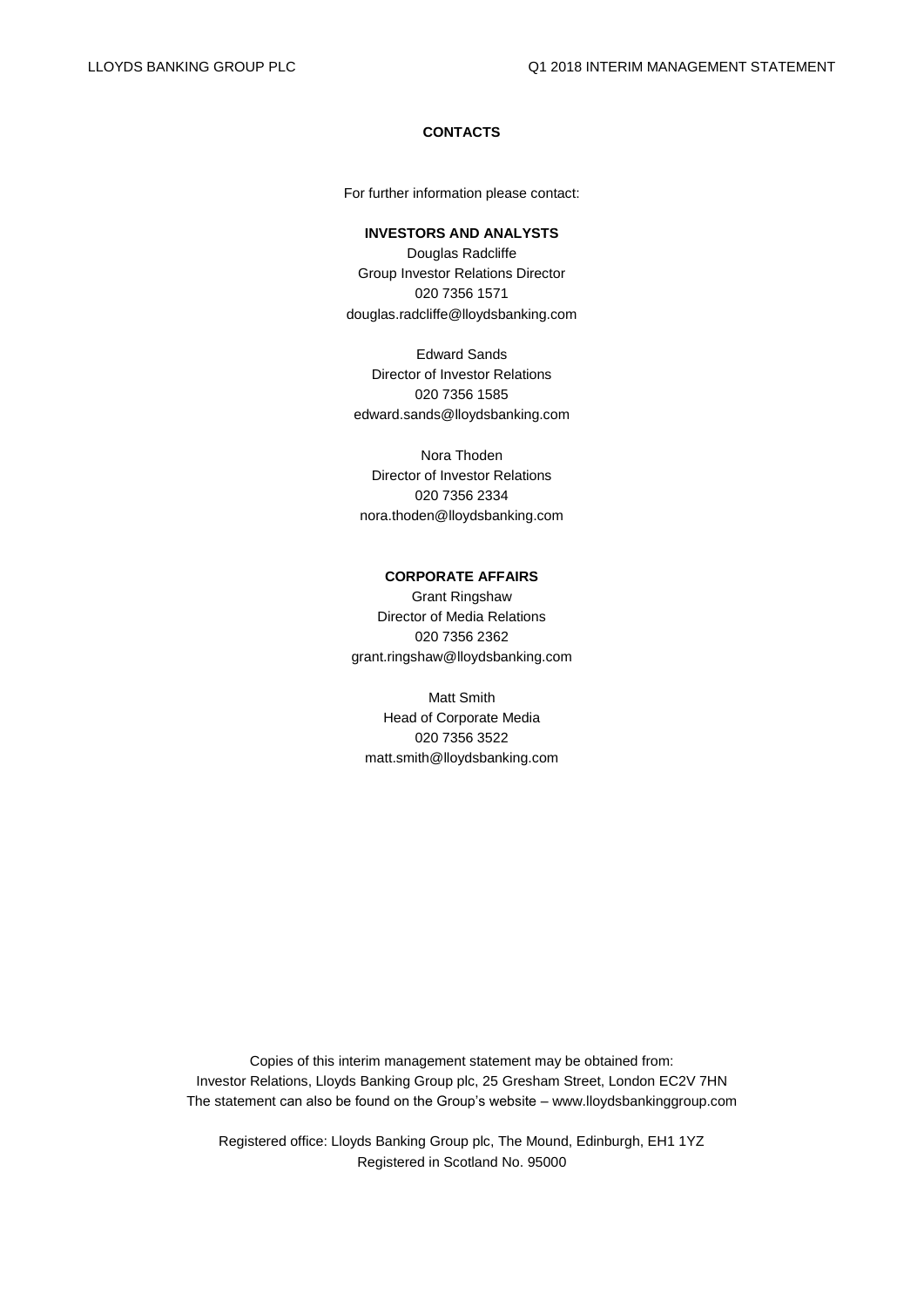## CONTACTS

For further information please contact:

### INVESTORS AND ANALYSTS

Douglas Radcliffe
Group Investor Relations Director
020 7356 1571
douglas.radcliffe@lloydsbanking.com

Edward Sands
Director of Investor Relations
020 7356 1585
edward.sands@lloydsbanking.com

Nora Thoden
Director of Investor Relations
020 7356 2334
nora.thoden@lloydsbanking.com

### CORPORATE AFFAIRS

Grant Ringshaw
Director of Media Relations
020 7356 2362
grant.ringshaw@lloydsbanking.com

Matt Smith
Head of Corporate Media
020 7356 3522
matt.smith@lloydsbanking.com

Copies of this interim management statement may be obtained from:
Investor Relations, Lloyds Banking Group plc, 25 Gresham Street, London EC2V 7HN
The statement can also be found on the Group's website – www.lloydsbankinggroup.com

Registered office: Lloyds Banking Group plc, The Mound, Edinburgh, EH1 1YZ
Registered in Scotland No. 95000